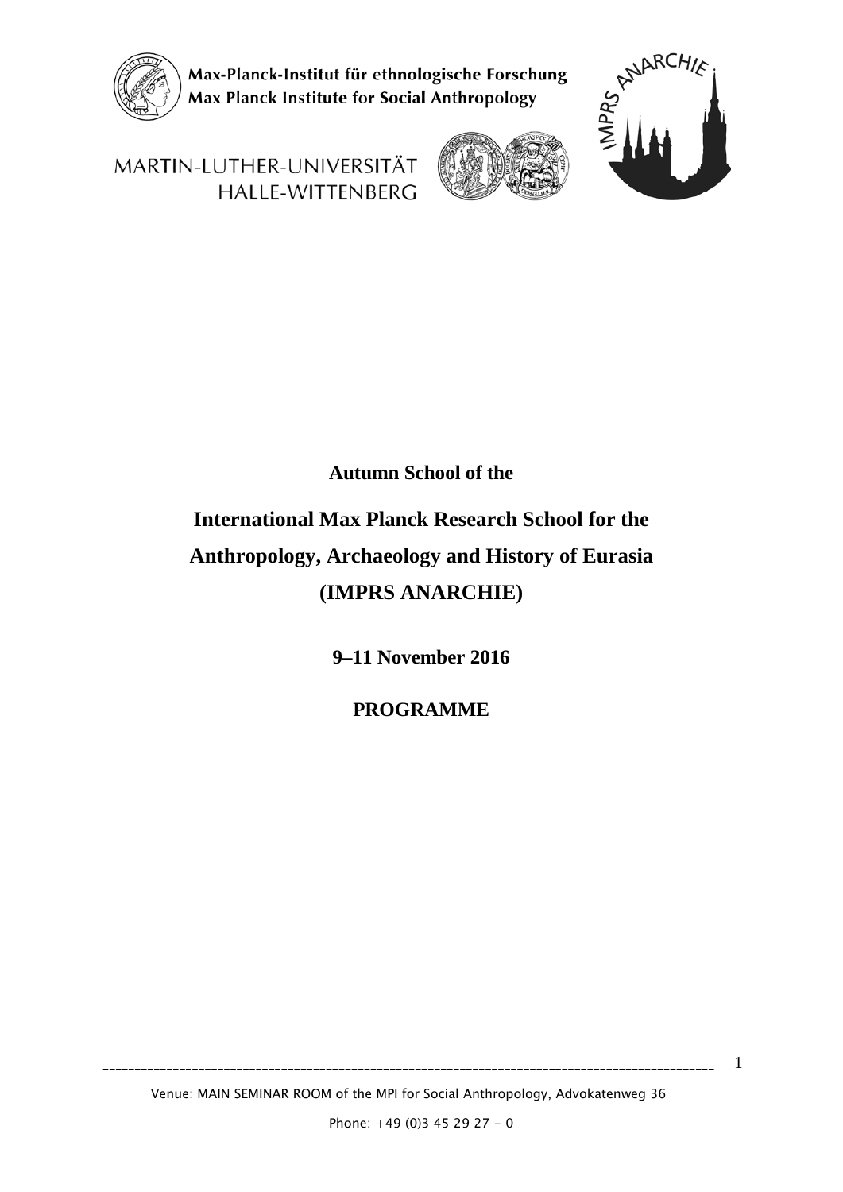Max-Planck-Institut für ethnologische Forschung
Max Planck Institute for Social Anthropology

MARTIN-LUTHER-UNIVERSITÄT
HALLE-WITTENBERG

IMPRS ANARCHIE

**Autumn School of the**

# International Max Planck Research School for the Anthropology, Archaeology and History of Eurasia (IMPRS ANARCHIE)

**9–11 November 2016**

**PROGRAMME**

Venue: MAIN SEMINAR ROOM of the MPI for Social Anthropology, Advokatenweg 36

Phone: +49 (0)3 45 29 27 - 0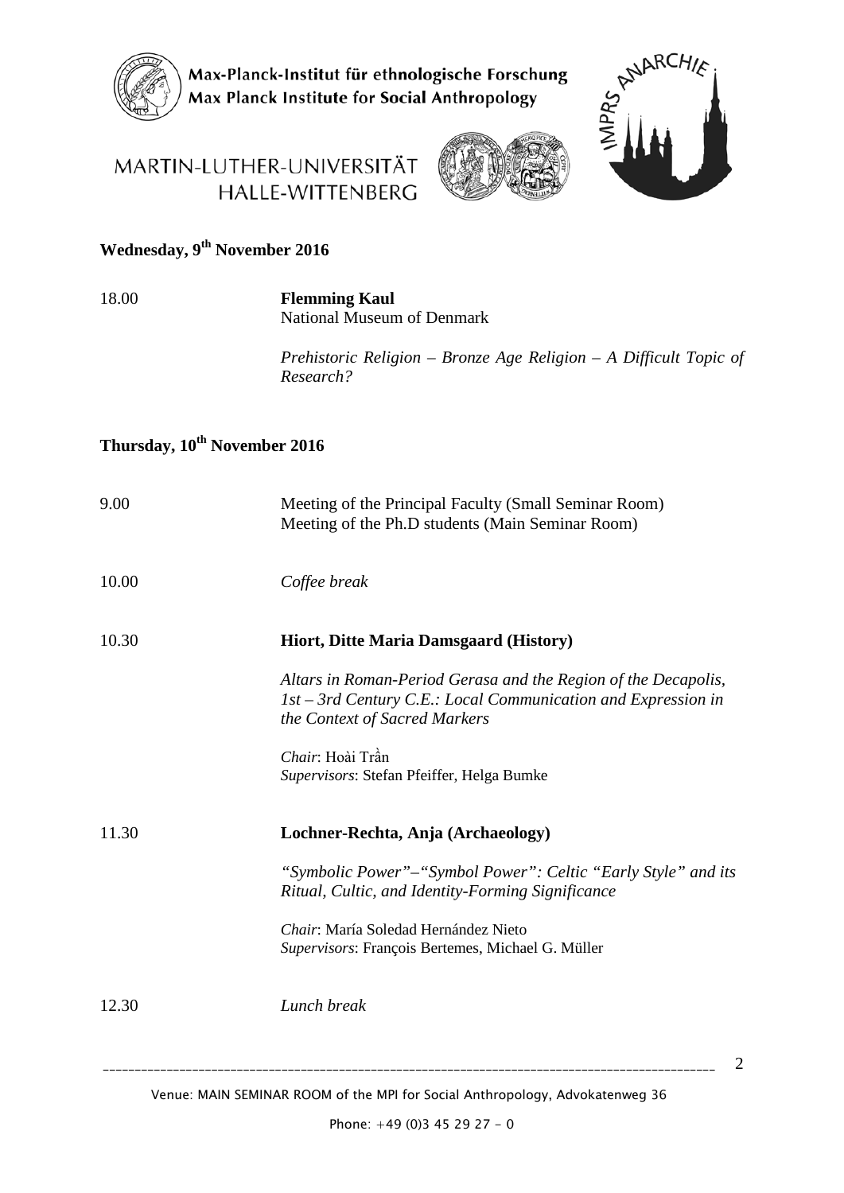Max-Planck-Institut für ethnologische Forschung
Max Planck Institute for Social Anthropology

MARTIN-LUTHER-UNIVERSITÄT HALLE-WITTENBERG

IMPRS ANARCHIE

## Wednesday, 9th November 2016

| | |
|---|---|
| 18.00 | **Flemming Kaul**<br>National Museum of Denmark<br><br>*Prehistoric Religion – Bronze Age Religion – A Difficult Topic of Research?* |

## Thursday, 10th November 2016

| | |
|---|---|
| 9.00 | Meeting of the Principal Faculty (Small Seminar Room)<br>Meeting of the Ph.D students (Main Seminar Room) |
| 10.00 | *Coffee break* |
| 10.30 | **Hiort, Ditte Maria Damsgaard (History)**<br><br>*Altars in Roman-Period Gerasa and the Region of the Decapolis, 1st – 3rd Century C.E.: Local Communication and Expression in the Context of Sacred Markers*<br><br>*Chair*: Hoài Trần<br>*Supervisors*: Stefan Pfeiffer, Helga Bumke |
| 11.30 | **Lochner-Rechta, Anja (Archaeology)**<br><br>*"Symbolic Power"–"Symbol Power": Celtic "Early Style" and its Ritual, Cultic, and Identity-Forming Significance*<br><br>*Chair*: María Soledad Hernández Nieto<br>*Supervisors*: François Bertemes, Michael G. Müller |
| 12.30 | *Lunch break* |

Venue: MAIN SEMINAR ROOM of the MPI for Social Anthropology, Advokatenweg 36

Phone: +49 (0)3 45 29 27 - 0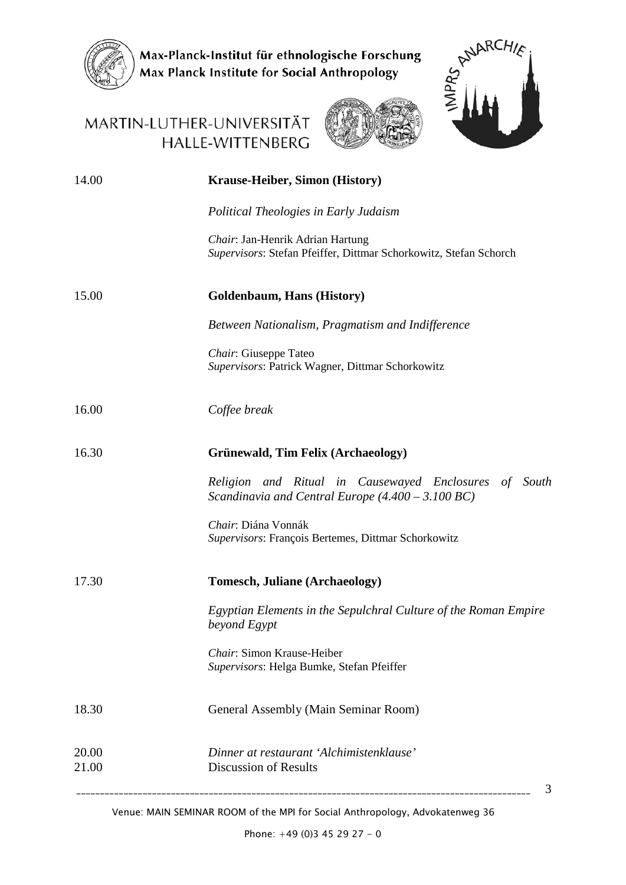| | |
|---|---|
| 14.00 | **Krause-Heiber, Simon (History)** |
| | *Political Theologies in Early Judaism* |
| | *Chair*: Jan-Henrik Adrian Hartung<br>*Supervisors*: Stefan Pfeiffer, Dittmar Schorkowitz, Stefan Schorch |
| 15.00 | **Goldenbaum, Hans (History)** |
| | *Between Nationalism, Pragmatism and Indifference* |
| | *Chair*: Giuseppe Tateo<br>*Supervisors*: Patrick Wagner, Dittmar Schorkowitz |
| 16.00 | *Coffee break* |
| 16.30 | **Grünewald, Tim Felix (Archaeology)** |
| | *Religion and Ritual in Causewayed Enclosures of South Scandinavia and Central Europe (4.400 – 3.100 BC)* |
| | *Chair*: Diána Vonnák<br>*Supervisors*: François Bertemes, Dittmar Schorkowitz |
| 17.30 | **Tomesch, Juliane (Archaeology)** |
| | *Egyptian Elements in the Sepulchral Culture of the Roman Empire beyond Egypt* |
| | *Chair*: Simon Krause-Heiber<br>*Supervisors*: Helga Bumke, Stefan Pfeiffer |
| 18.30 | General Assembly (Main Seminar Room) |
| 20.00 | *Dinner at restaurant 'Alchimistenklause'* |
| 21.00 | Discussion of Results |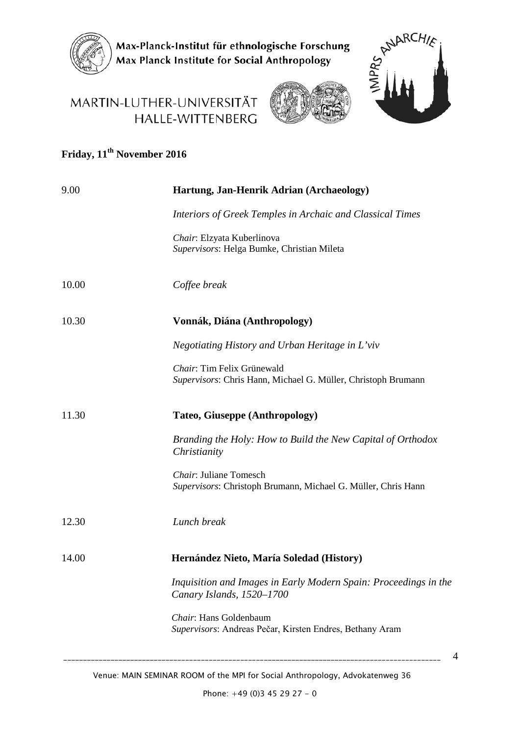Max-Planck-Institut für ethnologische Forschung
Max Planck Institute for Social Anthropology

MARTIN-LUTHER-UNIVERSITÄT HALLE-WITTENBERG

IMPRS ANARCHIE

## Friday, 11th November 2016

| | |
|---|---|
| 9.00 | **Hartung, Jan-Henrik Adrian (Archaeology)**<br>*Interiors of Greek Temples in Archaic and Classical Times*<br>*Chair*: Elzyata Kuberlinova<br>*Supervisors*: Helga Bumke, Christian Mileta |
| 10.00 | *Coffee break* |
| 10.30 | **Vonnák, Diána (Anthropology)**<br>*Negotiating History and Urban Heritage in L'viv*<br>*Chair*: Tim Felix Grünewald<br>*Supervisors*: Chris Hann, Michael G. Müller, Christoph Brumann |
| 11.30 | **Tateo, Giuseppe (Anthropology)**<br>*Branding the Holy: How to Build the New Capital of Orthodox Christianity*<br>*Chair*: Juliane Tomesch<br>*Supervisors*: Christoph Brumann, Michael G. Müller, Chris Hann |
| 12.30 | *Lunch break* |
| 14.00 | **Hernández Nieto, María Soledad (History)**<br>*Inquisition and Images in Early Modern Spain: Proceedings in the Canary Islands, 1520–1700*<br>*Chair*: Hans Goldenbaum<br>*Supervisors*: Andreas Pečar, Kirsten Endres, Bethany Aram |

Venue: MAIN SEMINAR ROOM of the MPI for Social Anthropology, Advokatenweg 36

Phone: +49 (0)3 45 29 27 - 0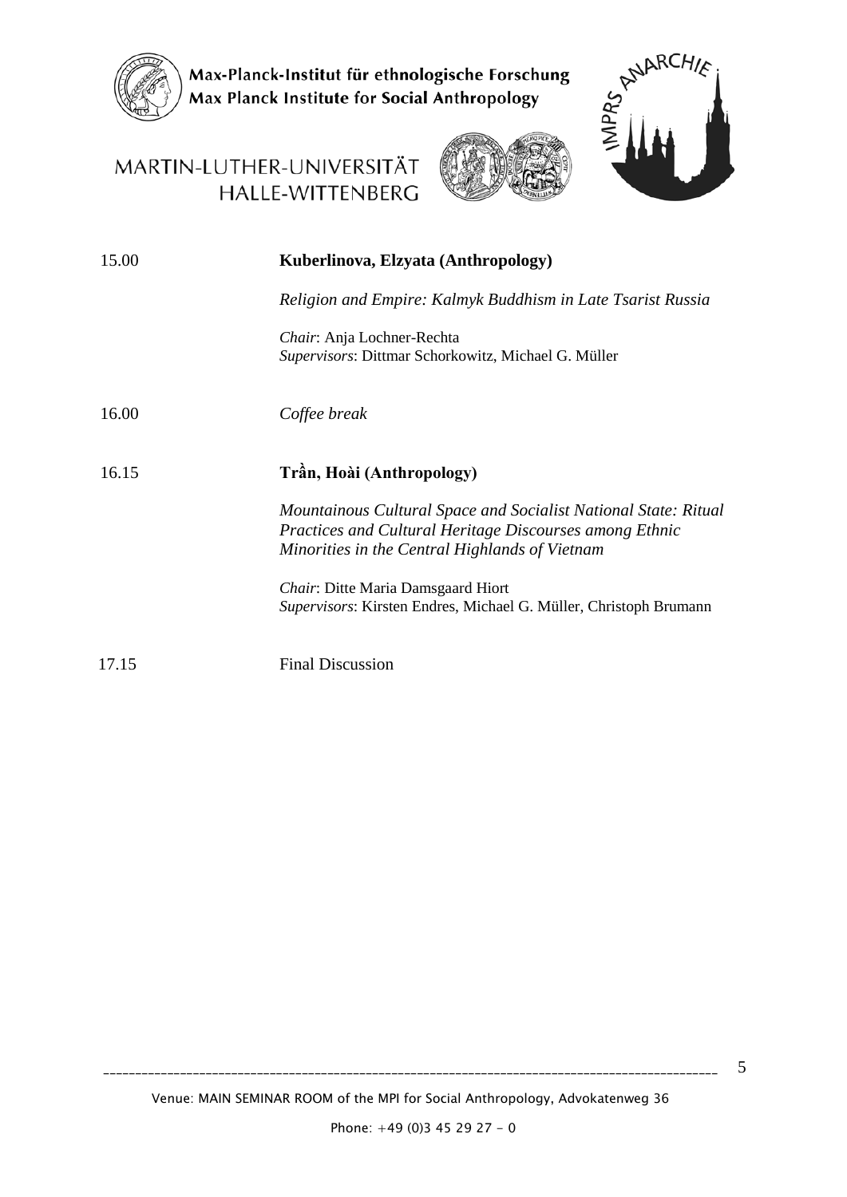15.00 **Kuberlinova, Elzyata (Anthropology)**

*Religion and Empire: Kalmyk Buddhism in Late Tsarist Russia*

*Chair*: Anja Lochner-Rechta
*Supervisors*: Dittmar Schorkowitz, Michael G. Müller

16.00 *Coffee break*

16.15 **Trần, Hoài (Anthropology)**

*Mountainous Cultural Space and Socialist National State: Ritual Practices and Cultural Heritage Discourses among Ethnic Minorities in the Central Highlands of Vietnam*

*Chair*: Ditte Maria Damsgaard Hiort
*Supervisors*: Kirsten Endres, Michael G. Müller, Christoph Brumann

17.15 Final Discussion